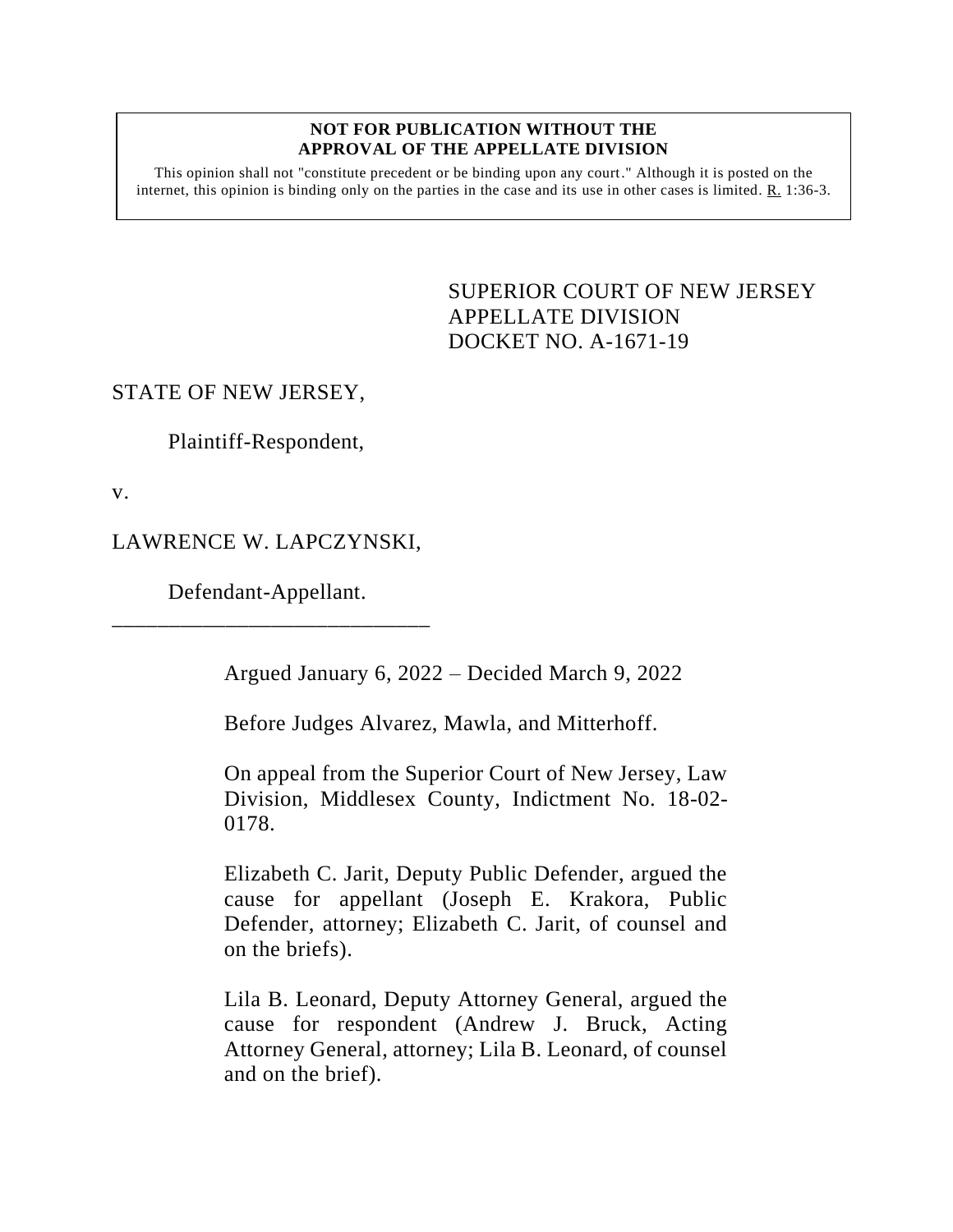**NOT FOR PUBLICATION WITHOUT THE APPROVAL OF THE APPELLATE DIVISION**

This opinion shall not "constitute precedent or be binding upon any court." Although it is posted on the internet, this opinion is binding only on the parties in the case and its use in other cases is limited. R. 1:36-3.

SUPERIOR COURT OF NEW JERSEY
APPELLATE DIVISION
DOCKET NO. A-1671-19

STATE OF NEW JERSEY,

Plaintiff-Respondent,

v.

LAWRENCE W. LAPCZYNSKI,

Defendant-Appellant.

_______________________________

Argued January 6, 2022 – Decided March 9, 2022

Before Judges Alvarez, Mawla, and Mitterhoff.

On appeal from the Superior Court of New Jersey, Law Division, Middlesex County, Indictment No. 18-02-0178.

Elizabeth C. Jarit, Deputy Public Defender, argued the cause for appellant (Joseph E. Krakora, Public Defender, attorney; Elizabeth C. Jarit, of counsel and on the briefs).

Lila B. Leonard, Deputy Attorney General, argued the cause for respondent (Andrew J. Bruck, Acting Attorney General, attorney; Lila B. Leonard, of counsel and on the brief).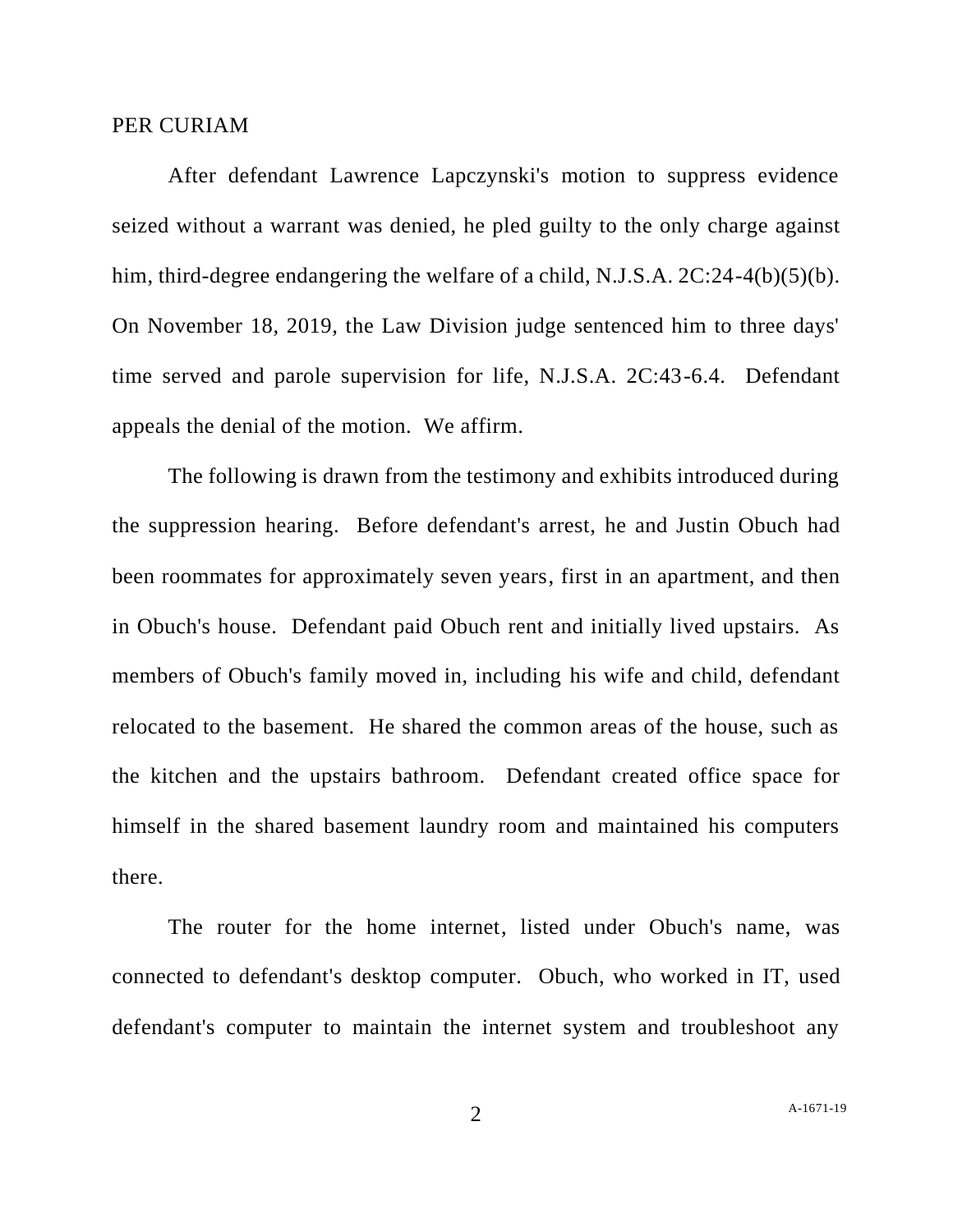PER CURIAM

After defendant Lawrence Lapczynski's motion to suppress evidence seized without a warrant was denied, he pled guilty to the only charge against him, third-degree endangering the welfare of a child, N.J.S.A. 2C:24-4(b)(5)(b). On November 18, 2019, the Law Division judge sentenced him to three days' time served and parole supervision for life, N.J.S.A. 2C:43-6.4. Defendant appeals the denial of the motion. We affirm.

The following is drawn from the testimony and exhibits introduced during the suppression hearing. Before defendant's arrest, he and Justin Obuch had been roommates for approximately seven years, first in an apartment, and then in Obuch's house. Defendant paid Obuch rent and initially lived upstairs. As members of Obuch's family moved in, including his wife and child, defendant relocated to the basement. He shared the common areas of the house, such as the kitchen and the upstairs bathroom. Defendant created office space for himself in the shared basement laundry room and maintained his computers there.

The router for the home internet, listed under Obuch's name, was connected to defendant's desktop computer. Obuch, who worked in IT, used defendant's computer to maintain the internet system and troubleshoot any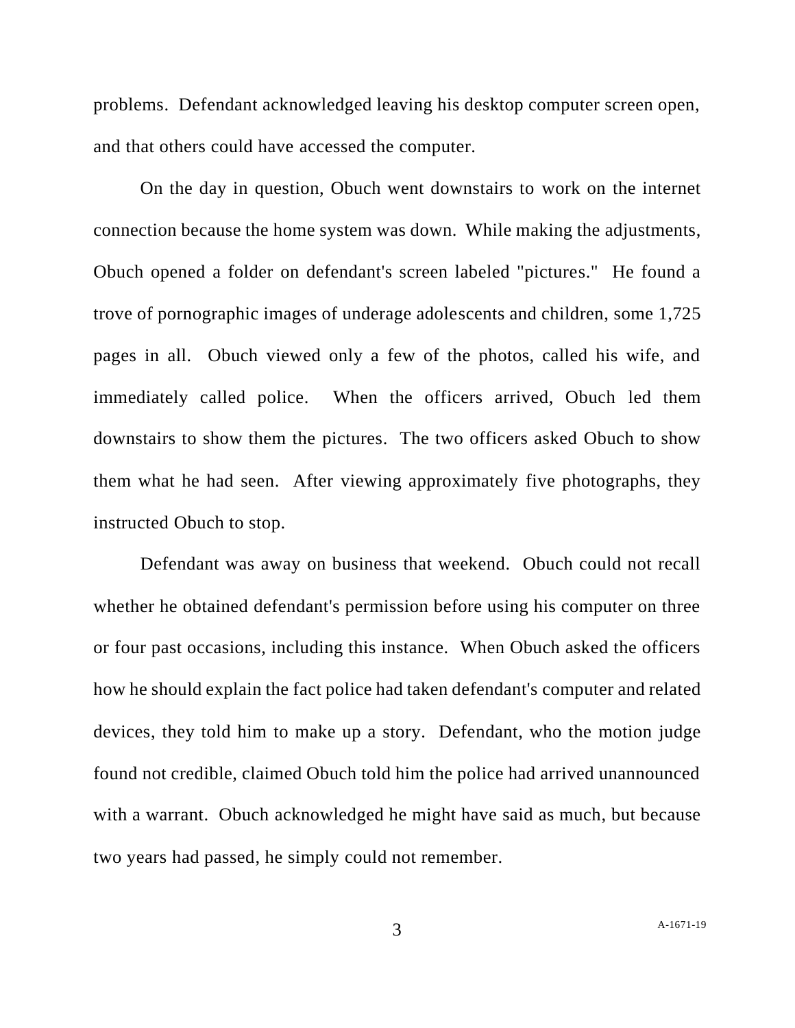problems. Defendant acknowledged leaving his desktop computer screen open, and that others could have accessed the computer.

On the day in question, Obuch went downstairs to work on the internet connection because the home system was down. While making the adjustments, Obuch opened a folder on defendant's screen labeled "pictures." He found a trove of pornographic images of underage adolescents and children, some 1,725 pages in all. Obuch viewed only a few of the photos, called his wife, and immediately called police. When the officers arrived, Obuch led them downstairs to show them the pictures. The two officers asked Obuch to show them what he had seen. After viewing approximately five photographs, they instructed Obuch to stop.

Defendant was away on business that weekend. Obuch could not recall whether he obtained defendant's permission before using his computer on three or four past occasions, including this instance. When Obuch asked the officers how he should explain the fact police had taken defendant's computer and related devices, they told him to make up a story. Defendant, who the motion judge found not credible, claimed Obuch told him the police had arrived unannounced with a warrant. Obuch acknowledged he might have said as much, but because two years had passed, he simply could not remember.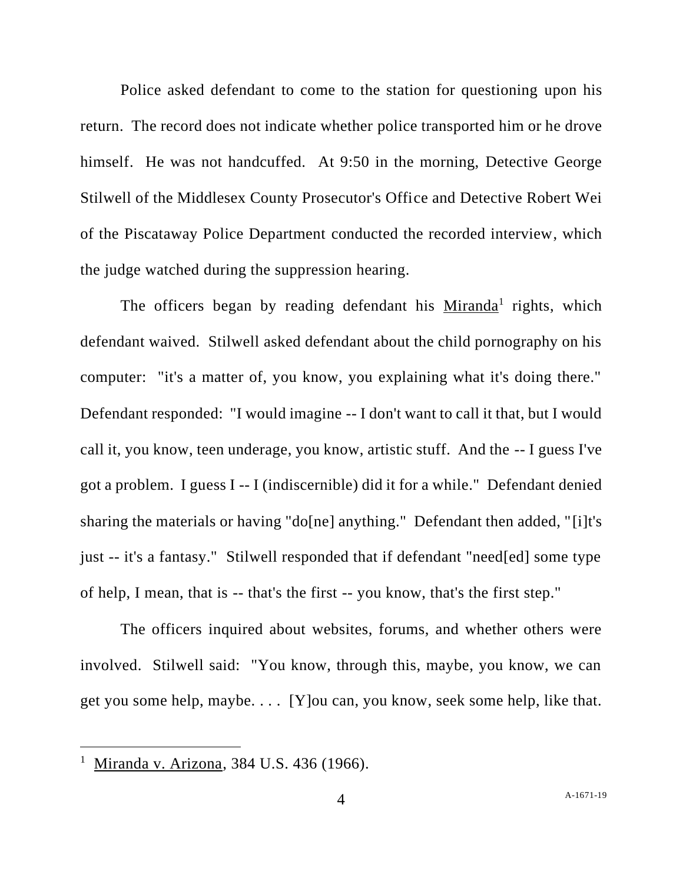Police asked defendant to come to the station for questioning upon his return. The record does not indicate whether police transported him or he drove himself. He was not handcuffed. At 9:50 in the morning, Detective George Stilwell of the Middlesex County Prosecutor's Office and Detective Robert Wei of the Piscataway Police Department conducted the recorded interview, which the judge watched during the suppression hearing.

The officers began by reading defendant his Miranda[1] rights, which defendant waived. Stilwell asked defendant about the child pornography on his computer: "it's a matter of, you know, you explaining what it's doing there." Defendant responded: "I would imagine -- I don't want to call it that, but I would call it, you know, teen underage, you know, artistic stuff. And the -- I guess I've got a problem. I guess I -- I (indiscernible) did it for a while." Defendant denied sharing the materials or having "do[ne] anything." Defendant then added, "[i]t's just -- it's a fantasy." Stilwell responded that if defendant "need[ed] some type of help, I mean, that is -- that's the first -- you know, that's the first step."

The officers inquired about websites, forums, and whether others were involved. Stilwell said: "You know, through this, maybe, you know, we can get you some help, maybe. . . . [Y]ou can, you know, seek some help, like that.

---

[1] Miranda v. Arizona, 384 U.S. 436 (1966).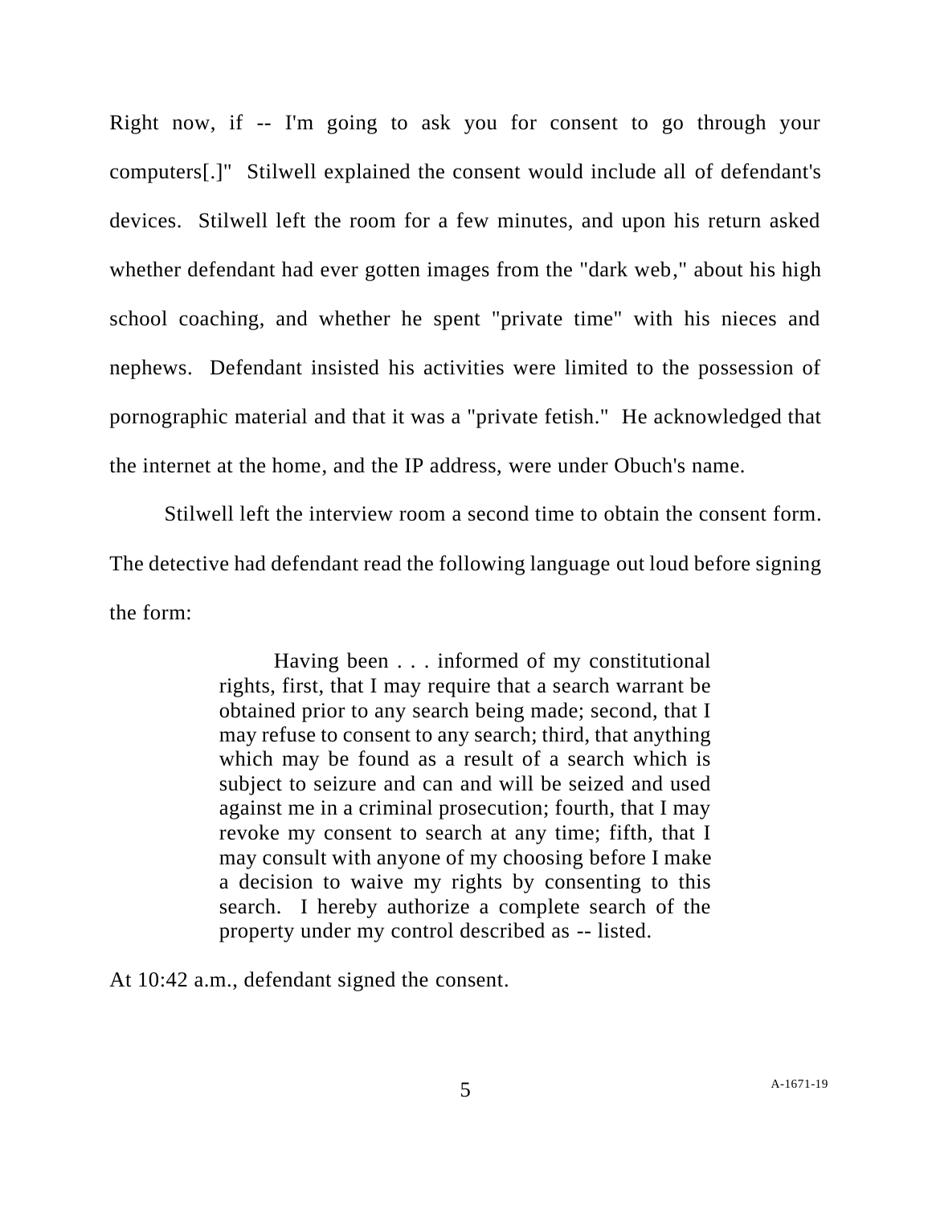Right now, if -- I'm going to ask you for consent to go through your computers[.]" Stilwell explained the consent would include all of defendant's devices. Stilwell left the room for a few minutes, and upon his return asked whether defendant had ever gotten images from the "dark web," about his high school coaching, and whether he spent "private time" with his nieces and nephews. Defendant insisted his activities were limited to the possession of pornographic material and that it was a "private fetish." He acknowledged that the internet at the home, and the IP address, were under Obuch's name.

Stilwell left the interview room a second time to obtain the consent form. The detective had defendant read the following language out loud before signing the form:

> Having been . . . informed of my constitutional rights, first, that I may require that a search warrant be obtained prior to any search being made; second, that I may refuse to consent to any search; third, that anything which may be found as a result of a search which is subject to seizure and can and will be seized and used against me in a criminal prosecution; fourth, that I may revoke my consent to search at any time; fifth, that I may consult with anyone of my choosing before I make a decision to waive my rights by consenting to this search. I hereby authorize a complete search of the property under my control described as -- listed.

At 10:42 a.m., defendant signed the consent.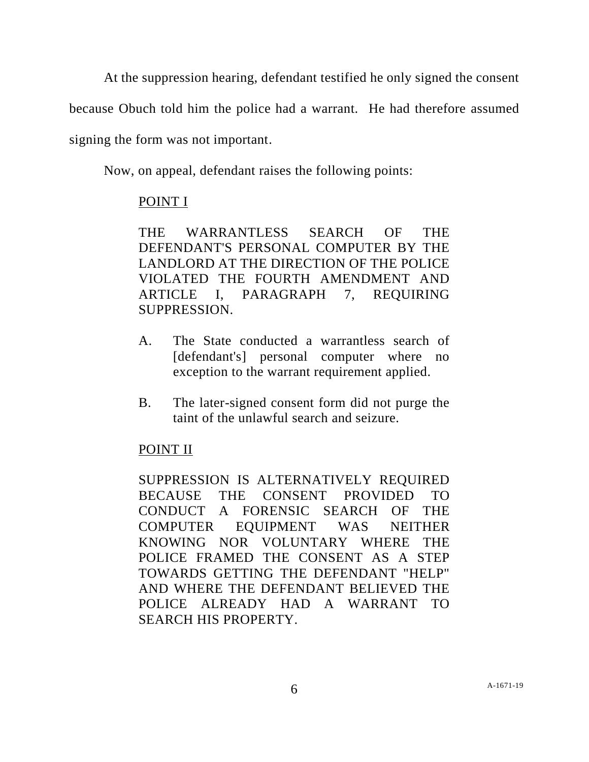At the suppression hearing, defendant testified he only signed the consent because Obuch told him the police had a warrant. He had therefore assumed signing the form was not important.

Now, on appeal, defendant raises the following points:

> <u>POINT I</u>
>
> THE WARRANTLESS SEARCH OF THE DEFENDANT'S PERSONAL COMPUTER BY THE LANDLORD AT THE DIRECTION OF THE POLICE VIOLATED THE FOURTH AMENDMENT AND ARTICLE I, PARAGRAPH 7, REQUIRING SUPPRESSION.
>
> A. The State conducted a warrantless search of [defendant's] personal computer where no exception to the warrant requirement applied.
>
> B. The later-signed consent form did not purge the taint of the unlawful search and seizure.
>
> <u>POINT II</u>
>
> SUPPRESSION IS ALTERNATIVELY REQUIRED BECAUSE THE CONSENT PROVIDED TO CONDUCT A FORENSIC SEARCH OF THE COMPUTER EQUIPMENT WAS NEITHER KNOWING NOR VOLUNTARY WHERE THE POLICE FRAMED THE CONSENT AS A STEP TOWARDS GETTING THE DEFENDANT "HELP" AND WHERE THE DEFENDANT BELIEVED THE POLICE ALREADY HAD A WARRANT TO SEARCH HIS PROPERTY.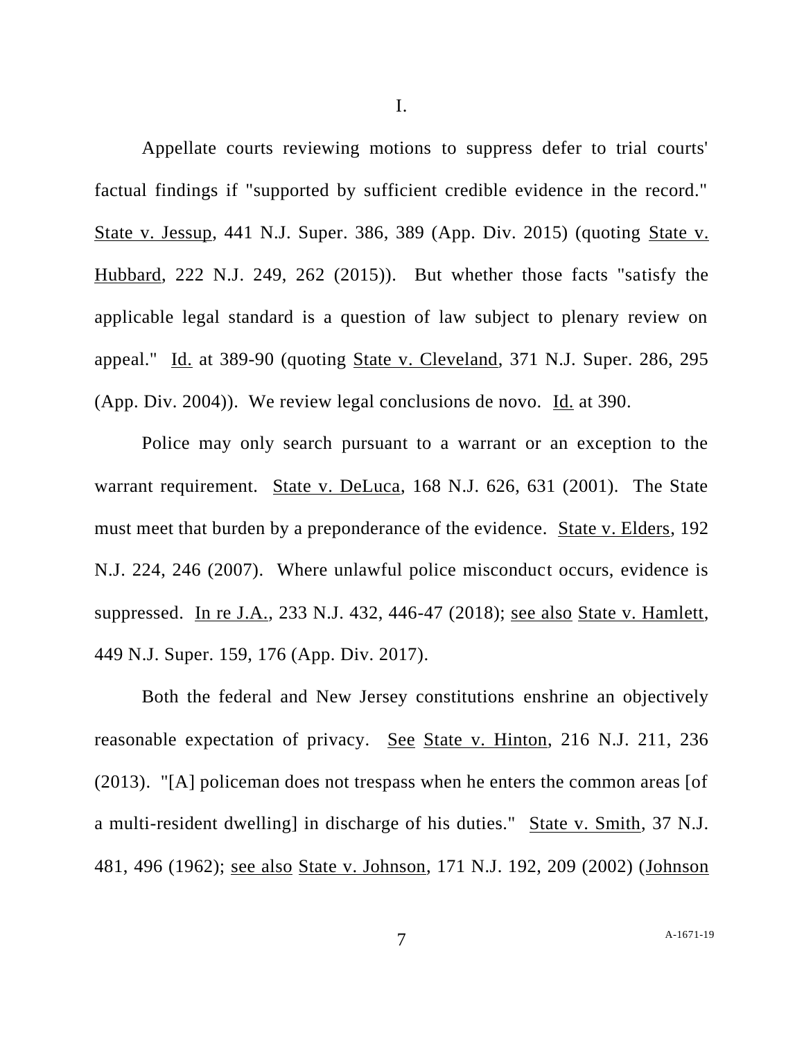I.

Appellate courts reviewing motions to suppress defer to trial courts' factual findings if "supported by sufficient credible evidence in the record." State v. Jessup, 441 N.J. Super. 386, 389 (App. Div. 2015) (quoting State v. Hubbard, 222 N.J. 249, 262 (2015)). But whether those facts "satisfy the applicable legal standard is a question of law subject to plenary review on appeal." Id. at 389-90 (quoting State v. Cleveland, 371 N.J. Super. 286, 295 (App. Div. 2004)). We review legal conclusions de novo. Id. at 390.

Police may only search pursuant to a warrant or an exception to the warrant requirement. State v. DeLuca, 168 N.J. 626, 631 (2001). The State must meet that burden by a preponderance of the evidence. State v. Elders, 192 N.J. 224, 246 (2007). Where unlawful police misconduct occurs, evidence is suppressed. In re J.A., 233 N.J. 432, 446-47 (2018); see also State v. Hamlett, 449 N.J. Super. 159, 176 (App. Div. 2017).

Both the federal and New Jersey constitutions enshrine an objectively reasonable expectation of privacy. See State v. Hinton, 216 N.J. 211, 236 (2013). "[A] policeman does not trespass when he enters the common areas [of a multi-resident dwelling] in discharge of his duties." State v. Smith, 37 N.J. 481, 496 (1962); see also State v. Johnson, 171 N.J. 192, 209 (2002) (Johnson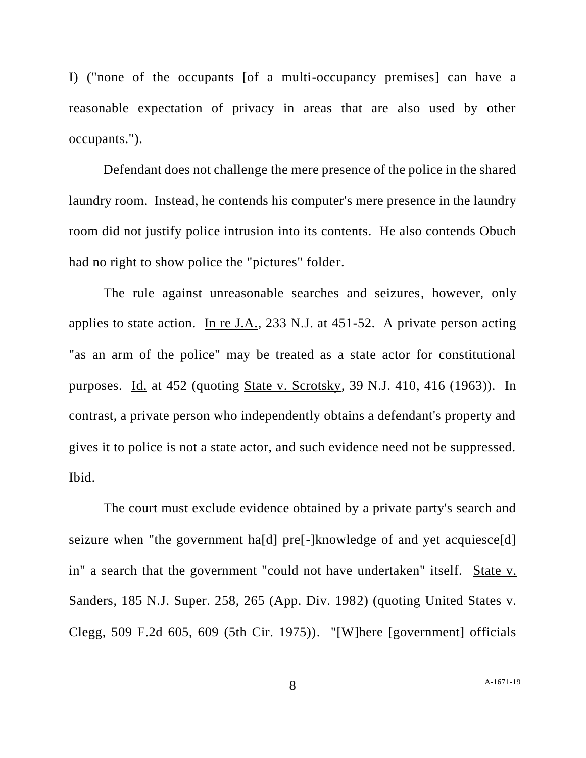I) ("none of the occupants [of a multi-occupancy premises] can have a reasonable expectation of privacy in areas that are also used by other occupants.").

Defendant does not challenge the mere presence of the police in the shared laundry room. Instead, he contends his computer's mere presence in the laundry room did not justify police intrusion into its contents. He also contends Obuch had no right to show police the "pictures" folder.

The rule against unreasonable searches and seizures, however, only applies to state action. In re J.A., 233 N.J. at 451-52. A private person acting "as an arm of the police" may be treated as a state actor for constitutional purposes. Id. at 452 (quoting State v. Scrotsky, 39 N.J. 410, 416 (1963)). In contrast, a private person who independently obtains a defendant's property and gives it to police is not a state actor, and such evidence need not be suppressed. Ibid.

The court must exclude evidence obtained by a private party's search and seizure when "the government ha[d] pre[-]knowledge of and yet acquiesce[d] in" a search that the government "could not have undertaken" itself. State v. Sanders, 185 N.J. Super. 258, 265 (App. Div. 1982) (quoting United States v. Clegg, 509 F.2d 605, 609 (5th Cir. 1975)). "[W]here [government] officials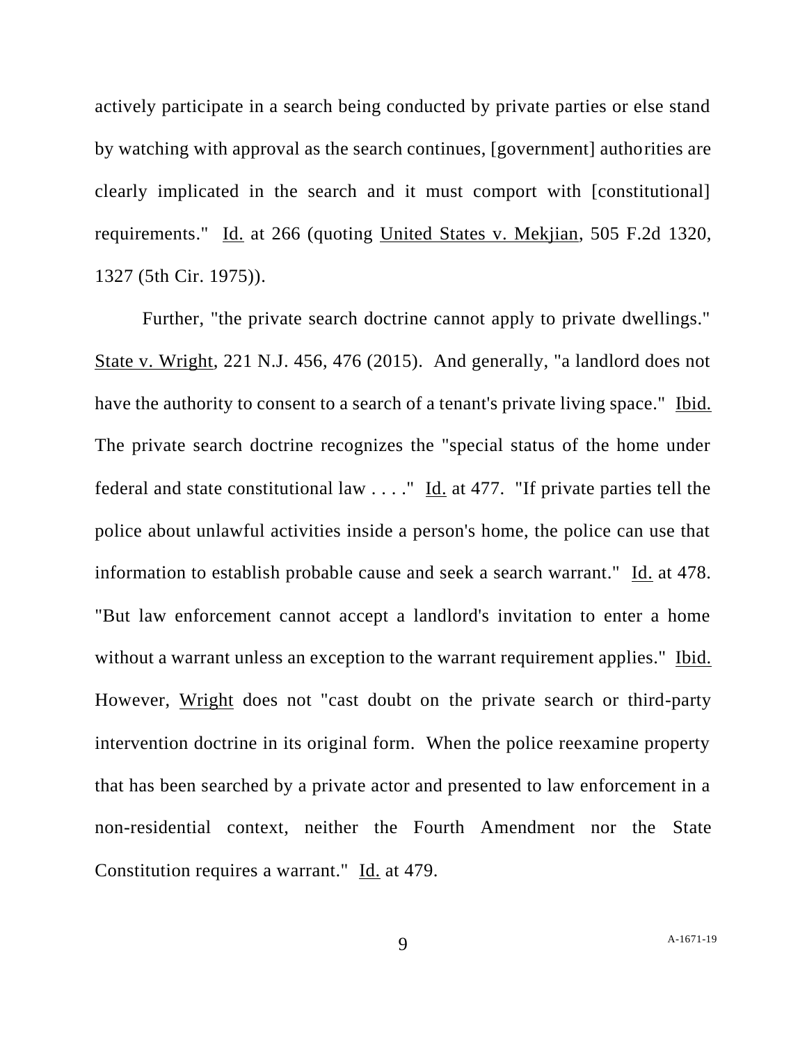actively participate in a search being conducted by private parties or else stand by watching with approval as the search continues, [government] authorities are clearly implicated in the search and it must comport with [constitutional] requirements." Id. at 266 (quoting United States v. Mekjian, 505 F.2d 1320, 1327 (5th Cir. 1975)).

Further, "the private search doctrine cannot apply to private dwellings." State v. Wright, 221 N.J. 456, 476 (2015). And generally, "a landlord does not have the authority to consent to a search of a tenant's private living space." Ibid. The private search doctrine recognizes the "special status of the home under federal and state constitutional law . . . ." Id. at 477. "If private parties tell the police about unlawful activities inside a person's home, the police can use that information to establish probable cause and seek a search warrant." Id. at 478. "But law enforcement cannot accept a landlord's invitation to enter a home without a warrant unless an exception to the warrant requirement applies." Ibid. However, Wright does not "cast doubt on the private search or third-party intervention doctrine in its original form. When the police reexamine property that has been searched by a private actor and presented to law enforcement in a non-residential context, neither the Fourth Amendment nor the State Constitution requires a warrant." Id. at 479.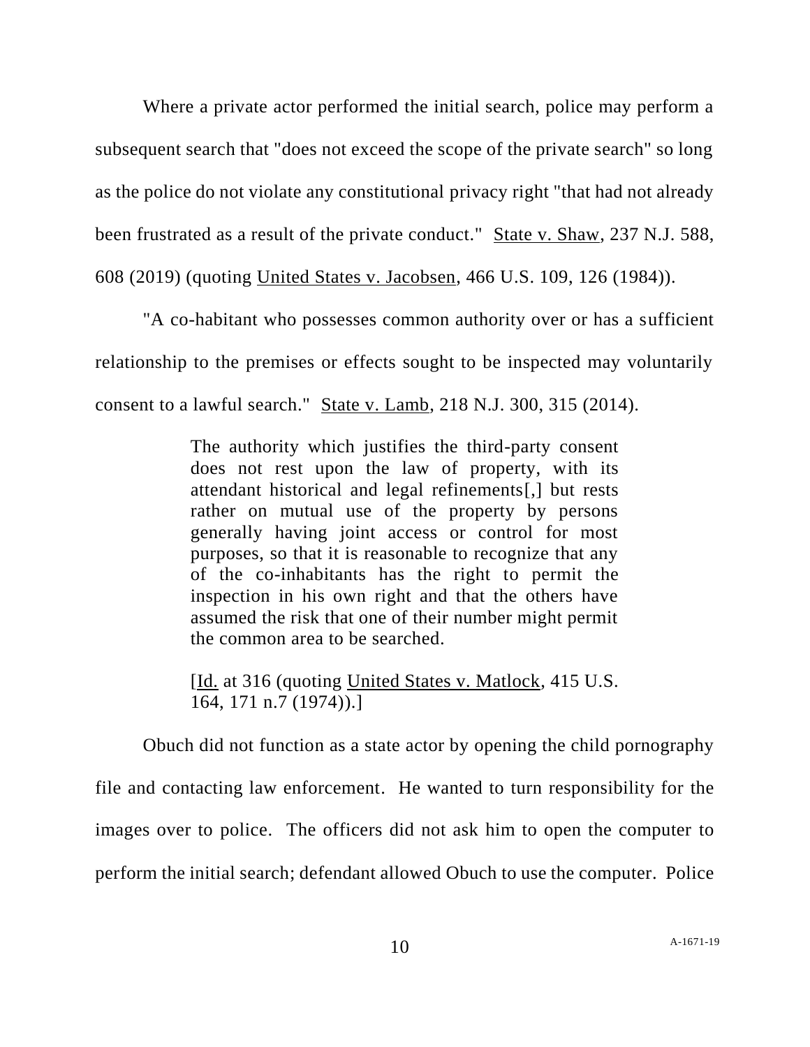Where a private actor performed the initial search, police may perform a subsequent search that "does not exceed the scope of the private search" so long as the police do not violate any constitutional privacy right "that had not already been frustrated as a result of the private conduct." State v. Shaw, 237 N.J. 588, 608 (2019) (quoting United States v. Jacobsen, 466 U.S. 109, 126 (1984)).

"A co-habitant who possesses common authority over or has a sufficient relationship to the premises or effects sought to be inspected may voluntarily consent to a lawful search." State v. Lamb, 218 N.J. 300, 315 (2014).

> The authority which justifies the third-party consent does not rest upon the law of property, with its attendant historical and legal refinements[,] but rests rather on mutual use of the property by persons generally having joint access or control for most purposes, so that it is reasonable to recognize that any of the co-inhabitants has the right to permit the inspection in his own right and that the others have assumed the risk that one of their number might permit the common area to be searched.
>
> [Id. at 316 (quoting United States v. Matlock, 415 U.S. 164, 171 n.7 (1974)).]

Obuch did not function as a state actor by opening the child pornography file and contacting law enforcement. He wanted to turn responsibility for the images over to police. The officers did not ask him to open the computer to perform the initial search; defendant allowed Obuch to use the computer. Police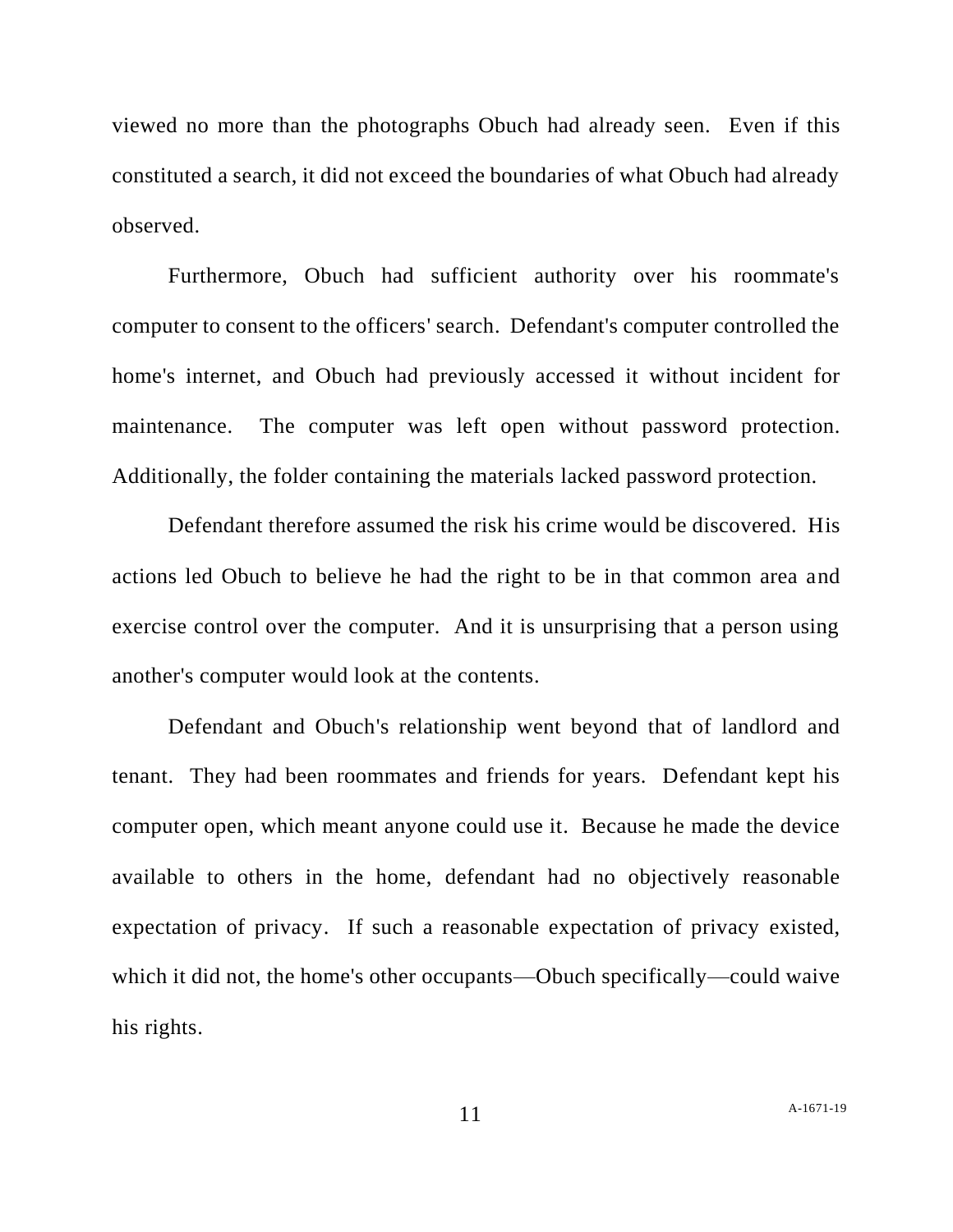viewed no more than the photographs Obuch had already seen. Even if this constituted a search, it did not exceed the boundaries of what Obuch had already observed.

Furthermore, Obuch had sufficient authority over his roommate's computer to consent to the officers' search. Defendant's computer controlled the home's internet, and Obuch had previously accessed it without incident for maintenance. The computer was left open without password protection. Additionally, the folder containing the materials lacked password protection.

Defendant therefore assumed the risk his crime would be discovered. His actions led Obuch to believe he had the right to be in that common area and exercise control over the computer. And it is unsurprising that a person using another's computer would look at the contents.

Defendant and Obuch's relationship went beyond that of landlord and tenant. They had been roommates and friends for years. Defendant kept his computer open, which meant anyone could use it. Because he made the device available to others in the home, defendant had no objectively reasonable expectation of privacy. If such a reasonable expectation of privacy existed, which it did not, the home's other occupants—Obuch specifically—could waive his rights.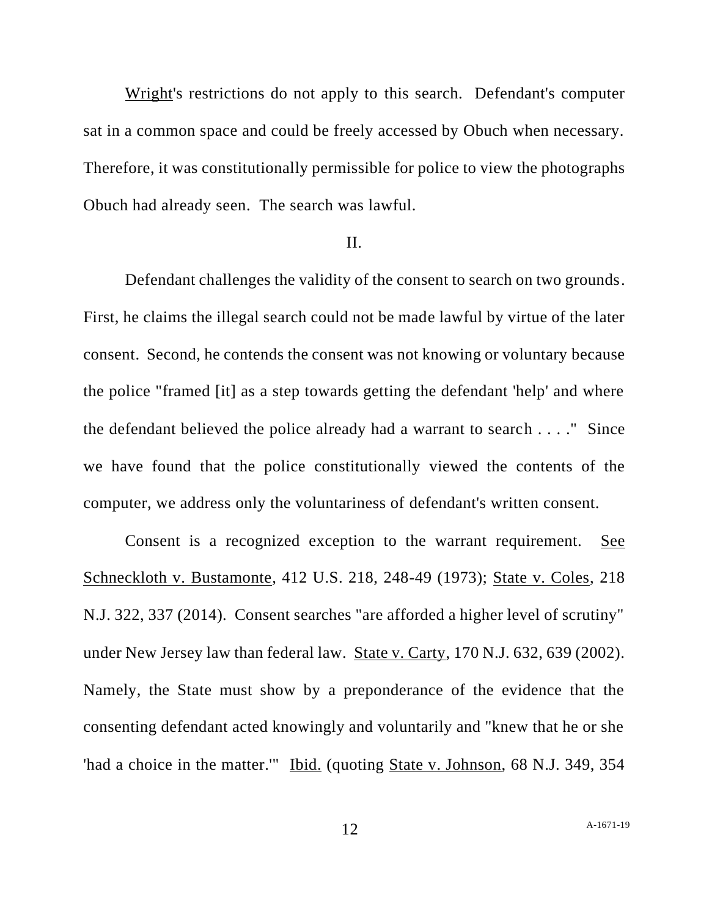Wright's restrictions do not apply to this search. Defendant's computer sat in a common space and could be freely accessed by Obuch when necessary. Therefore, it was constitutionally permissible for police to view the photographs Obuch had already seen. The search was lawful.

II.

Defendant challenges the validity of the consent to search on two grounds. First, he claims the illegal search could not be made lawful by virtue of the later consent. Second, he contends the consent was not knowing or voluntary because the police "framed [it] as a step towards getting the defendant 'help' and where the defendant believed the police already had a warrant to search . . . ." Since we have found that the police constitutionally viewed the contents of the computer, we address only the voluntariness of defendant's written consent.

Consent is a recognized exception to the warrant requirement. See Schneckloth v. Bustamonte, 412 U.S. 218, 248-49 (1973); State v. Coles, 218 N.J. 322, 337 (2014). Consent searches "are afforded a higher level of scrutiny" under New Jersey law than federal law. State v. Carty, 170 N.J. 632, 639 (2002). Namely, the State must show by a preponderance of the evidence that the consenting defendant acted knowingly and voluntarily and "knew that he or she 'had a choice in the matter.'" Ibid. (quoting State v. Johnson, 68 N.J. 349, 354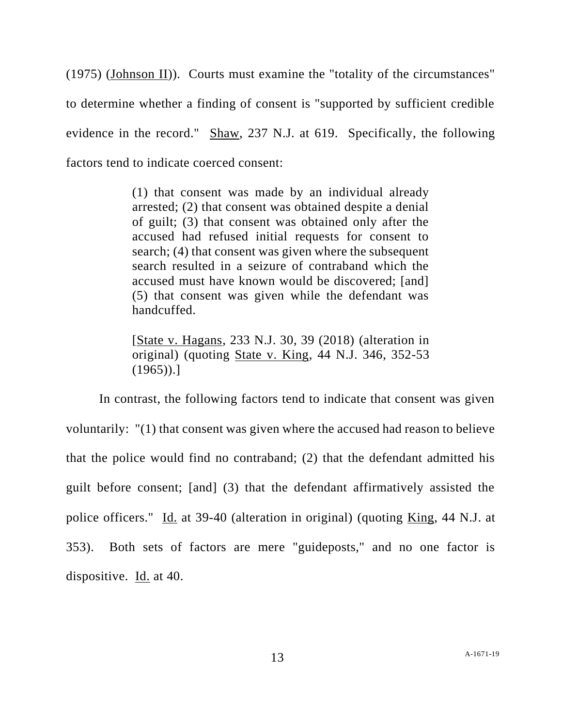(1975) (Johnson II)). Courts must examine the "totality of the circumstances" to determine whether a finding of consent is "supported by sufficient credible evidence in the record." Shaw, 237 N.J. at 619. Specifically, the following factors tend to indicate coerced consent:

> (1) that consent was made by an individual already arrested; (2) that consent was obtained despite a denial of guilt; (3) that consent was obtained only after the accused had refused initial requests for consent to search; (4) that consent was given where the subsequent search resulted in a seizure of contraband which the accused must have known would be discovered; [and] (5) that consent was given while the defendant was handcuffed.
>
> [State v. Hagans, 233 N.J. 30, 39 (2018) (alteration in original) (quoting State v. King, 44 N.J. 346, 352-53 (1965)).]

In contrast, the following factors tend to indicate that consent was given voluntarily: "(1) that consent was given where the accused had reason to believe that the police would find no contraband; (2) that the defendant admitted his guilt before consent; [and] (3) that the defendant affirmatively assisted the police officers." Id. at 39-40 (alteration in original) (quoting King, 44 N.J. at 353). Both sets of factors are mere "guideposts," and no one factor is dispositive. Id. at 40.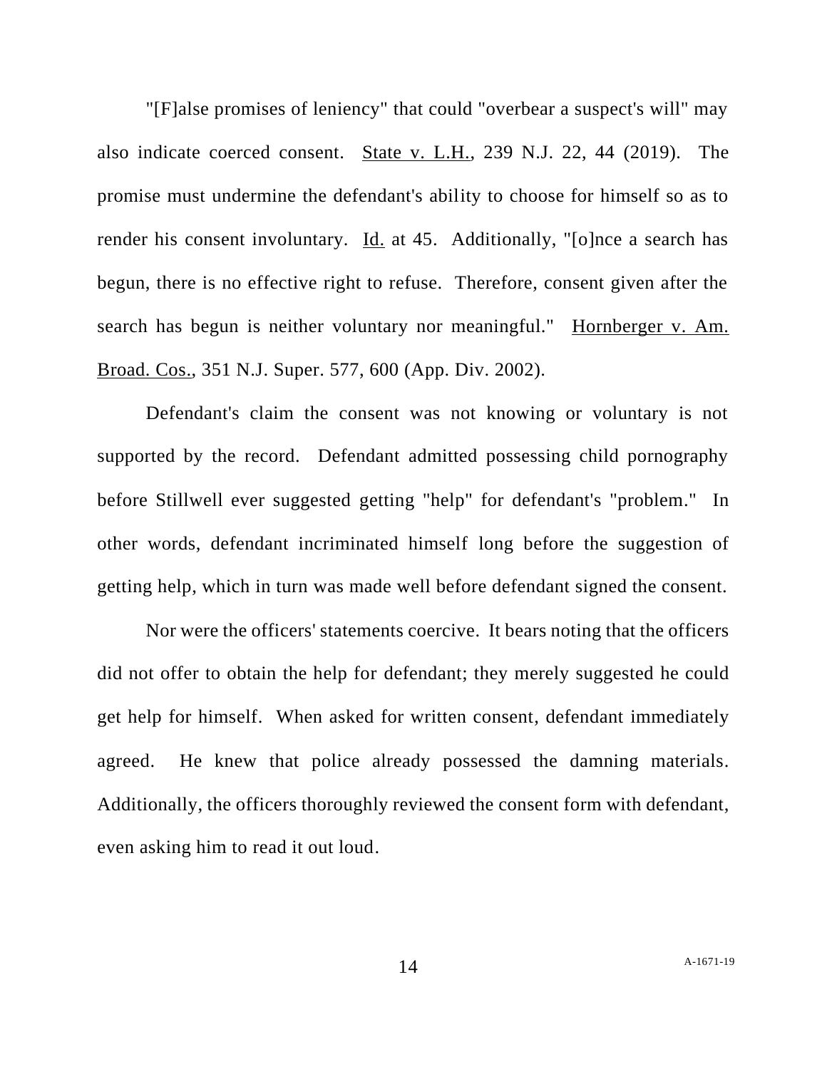"[F]alse promises of leniency" that could "overbear a suspect's will" may also indicate coerced consent. State v. L.H., 239 N.J. 22, 44 (2019). The promise must undermine the defendant's ability to choose for himself so as to render his consent involuntary. Id. at 45. Additionally, "[o]nce a search has begun, there is no effective right to refuse. Therefore, consent given after the search has begun is neither voluntary nor meaningful." Hornberger v. Am. Broad. Cos., 351 N.J. Super. 577, 600 (App. Div. 2002).

Defendant's claim the consent was not knowing or voluntary is not supported by the record. Defendant admitted possessing child pornography before Stillwell ever suggested getting "help" for defendant's "problem." In other words, defendant incriminated himself long before the suggestion of getting help, which in turn was made well before defendant signed the consent.

Nor were the officers' statements coercive. It bears noting that the officers did not offer to obtain the help for defendant; they merely suggested he could get help for himself. When asked for written consent, defendant immediately agreed. He knew that police already possessed the damning materials. Additionally, the officers thoroughly reviewed the consent form with defendant, even asking him to read it out loud.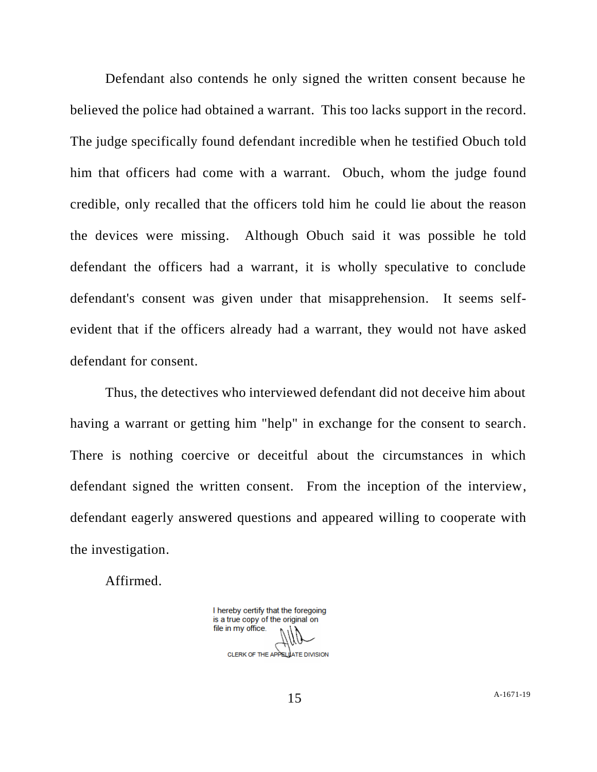Defendant also contends he only signed the written consent because he believed the police had obtained a warrant. This too lacks support in the record. The judge specifically found defendant incredible when he testified Obuch told him that officers had come with a warrant. Obuch, whom the judge found credible, only recalled that the officers told him he could lie about the reason the devices were missing. Although Obuch said it was possible he told defendant the officers had a warrant, it is wholly speculative to conclude defendant's consent was given under that misapprehension. It seems self-evident that if the officers already had a warrant, they would not have asked defendant for consent.

Thus, the detectives who interviewed defendant did not deceive him about having a warrant or getting him "help" in exchange for the consent to search. There is nothing coercive or deceitful about the circumstances in which defendant signed the written consent. From the inception of the interview, defendant eagerly answered questions and appeared willing to cooperate with the investigation.

Affirmed.

I hereby certify that the foregoing is a true copy of the original on file in my office.

CLERK OF THE APPELLATE DIVISION